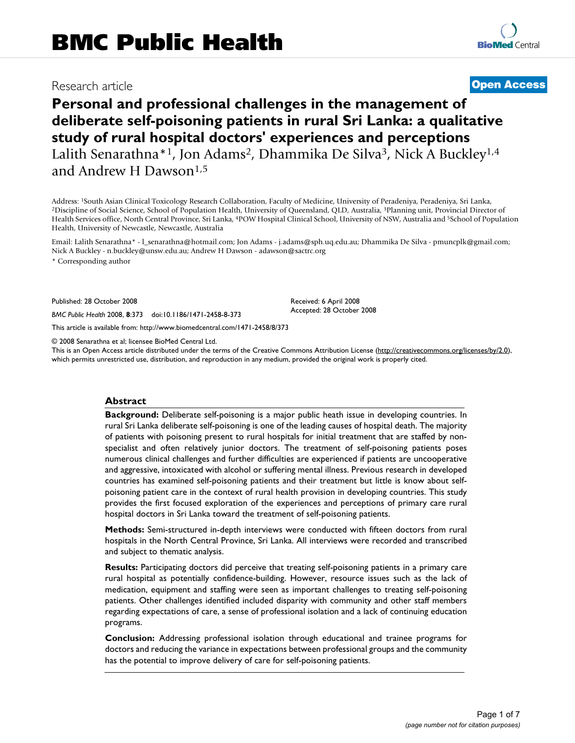# BMC Public Health

Research article **Open Access**

# Personal and professional challenges in the management of deliberate self-poisoning patients in rural Sri Lanka: a qualitative study of rural hospital doctors' experiences and perceptions

Lalith Senarathna*[1], Jon Adams[2], Dhammika De Silva[3], Nick A Buckley[1,4] and Andrew H Dawson[1,5]

Address: [1]South Asian Clinical Toxicology Research Collaboration, Faculty of Medicine, University of Peradeniya, Peradeniya, Sri Lanka, [2]Discipline of Social Science, School of Population Health, University of Queensland, QLD, Australia, [3]Planning unit, Provincial Director of Health Services office, North Central Province, Sri Lanka, [4]POW Hospital Clinical School, University of NSW, Australia and [5]School of Population Health, University of Newcastle, Newcastle, Australia

Email: Lalith Senarathna* - l_senarathna@hotmail.com; Jon Adams - j.adams@sph.uq.edu.au; Dhammika De Silva - pmuncplk@gmail.com; Nick A Buckley - n.buckley@unsw.edu.au; Andrew H Dawson - adawson@sactrc.org

\* Corresponding author

Published: 28 October 2008

*BMC Public Health* 2008, **8**:373 doi:10.1186/1471-2458-8-373

Received: 6 April 2008
Accepted: 28 October 2008

This article is available from: http://www.biomedcentral.com/1471-2458/8/373

© 2008 Senarathna et al; licensee BioMed Central Ltd.
This is an Open Access article distributed under the terms of the Creative Commons Attribution License (http://creativecommons.org/licenses/by/2.0), which permits unrestricted use, distribution, and reproduction in any medium, provided the original work is properly cited.

## Abstract

**Background:** Deliberate self-poisoning is a major public heath issue in developing countries. In rural Sri Lanka deliberate self-poisoning is one of the leading causes of hospital death. The majority of patients with poisoning present to rural hospitals for initial treatment that are staffed by non-specialist and often relatively junior doctors. The treatment of self-poisoning patients poses numerous clinical challenges and further difficulties are experienced if patients are uncooperative and aggressive, intoxicated with alcohol or suffering mental illness. Previous research in developed countries has examined self-poisoning patients and their treatment but little is know about self-poisoning patient care in the context of rural health provision in developing countries. This study provides the first focused exploration of the experiences and perceptions of primary care rural hospital doctors in Sri Lanka toward the treatment of self-poisoning patients.

**Methods:** Semi-structured in-depth interviews were conducted with fifteen doctors from rural hospitals in the North Central Province, Sri Lanka. All interviews were recorded and transcribed and subject to thematic analysis.

**Results:** Participating doctors did perceive that treating self-poisoning patients in a primary care rural hospital as potentially confidence-building. However, resource issues such as the lack of medication, equipment and staffing were seen as important challenges to treating self-poisoning patients. Other challenges identified included disparity with community and other staff members regarding expectations of care, a sense of professional isolation and a lack of continuing education programs.

**Conclusion:** Addressing professional isolation through educational and trainee programs for doctors and reducing the variance in expectations between professional groups and the community has the potential to improve delivery of care for self-poisoning patients.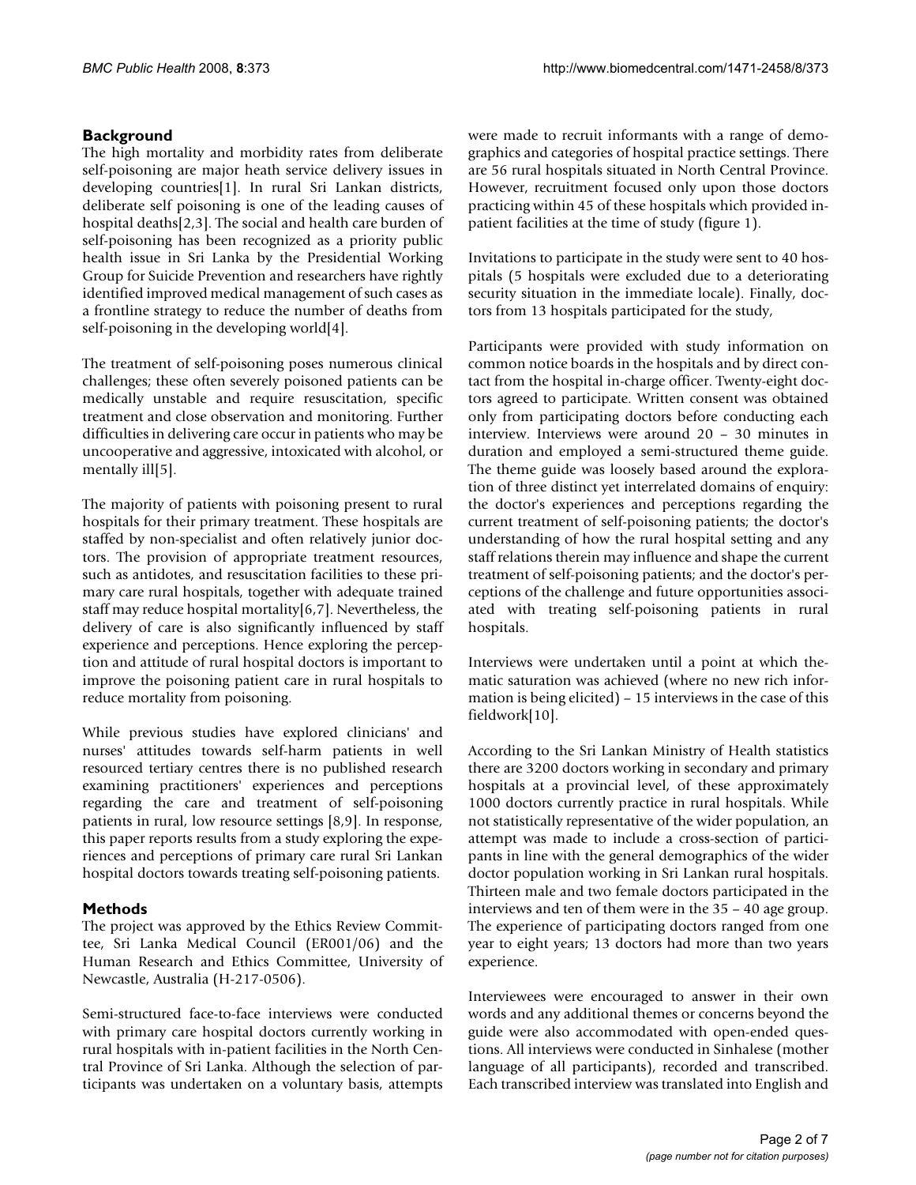## Background

The high mortality and morbidity rates from deliberate self-poisoning are major heath service delivery issues in developing countries[1]. In rural Sri Lankan districts, deliberate self poisoning is one of the leading causes of hospital deaths[2,3]. The social and health care burden of self-poisoning has been recognized as a priority public health issue in Sri Lanka by the Presidential Working Group for Suicide Prevention and researchers have rightly identified improved medical management of such cases as a frontline strategy to reduce the number of deaths from self-poisoning in the developing world[4].

The treatment of self-poisoning poses numerous clinical challenges; these often severely poisoned patients can be medically unstable and require resuscitation, specific treatment and close observation and monitoring. Further difficulties in delivering care occur in patients who may be uncooperative and aggressive, intoxicated with alcohol, or mentally ill[5].

The majority of patients with poisoning present to rural hospitals for their primary treatment. These hospitals are staffed by non-specialist and often relatively junior doctors. The provision of appropriate treatment resources, such as antidotes, and resuscitation facilities to these primary care rural hospitals, together with adequate trained staff may reduce hospital mortality[6,7]. Nevertheless, the delivery of care is also significantly influenced by staff experience and perceptions. Hence exploring the perception and attitude of rural hospital doctors is important to improve the poisoning patient care in rural hospitals to reduce mortality from poisoning.

While previous studies have explored clinicians' and nurses' attitudes towards self-harm patients in well resourced tertiary centres there is no published research examining practitioners' experiences and perceptions regarding the care and treatment of self-poisoning patients in rural, low resource settings [8,9]. In response, this paper reports results from a study exploring the experiences and perceptions of primary care rural Sri Lankan hospital doctors towards treating self-poisoning patients.

## Methods

The project was approved by the Ethics Review Committee, Sri Lanka Medical Council (ER001/06) and the Human Research and Ethics Committee, University of Newcastle, Australia (H-217-0506).

Semi-structured face-to-face interviews were conducted with primary care hospital doctors currently working in rural hospitals with in-patient facilities in the North Central Province of Sri Lanka. Although the selection of participants was undertaken on a voluntary basis, attempts were made to recruit informants with a range of demographics and categories of hospital practice settings. There are 56 rural hospitals situated in North Central Province. However, recruitment focused only upon those doctors practicing within 45 of these hospitals which provided in-patient facilities at the time of study (figure 1).

Invitations to participate in the study were sent to 40 hospitals (5 hospitals were excluded due to a deteriorating security situation in the immediate locale). Finally, doctors from 13 hospitals participated for the study,

Participants were provided with study information on common notice boards in the hospitals and by direct contact from the hospital in-charge officer. Twenty-eight doctors agreed to participate. Written consent was obtained only from participating doctors before conducting each interview. Interviews were around 20 – 30 minutes in duration and employed a semi-structured theme guide. The theme guide was loosely based around the exploration of three distinct yet interrelated domains of enquiry: the doctor's experiences and perceptions regarding the current treatment of self-poisoning patients; the doctor's understanding of how the rural hospital setting and any staff relations therein may influence and shape the current treatment of self-poisoning patients; and the doctor's perceptions of the challenge and future opportunities associated with treating self-poisoning patients in rural hospitals.

Interviews were undertaken until a point at which thematic saturation was achieved (where no new rich information is being elicited) – 15 interviews in the case of this fieldwork[10].

According to the Sri Lankan Ministry of Health statistics there are 3200 doctors working in secondary and primary hospitals at a provincial level, of these approximately 1000 doctors currently practice in rural hospitals. While not statistically representative of the wider population, an attempt was made to include a cross-section of participants in line with the general demographics of the wider doctor population working in Sri Lankan rural hospitals. Thirteen male and two female doctors participated in the interviews and ten of them were in the 35 – 40 age group. The experience of participating doctors ranged from one year to eight years; 13 doctors had more than two years experience.

Interviewees were encouraged to answer in their own words and any additional themes or concerns beyond the guide were also accommodated with open-ended questions. All interviews were conducted in Sinhalese (mother language of all participants), recorded and transcribed. Each transcribed interview was translated into English and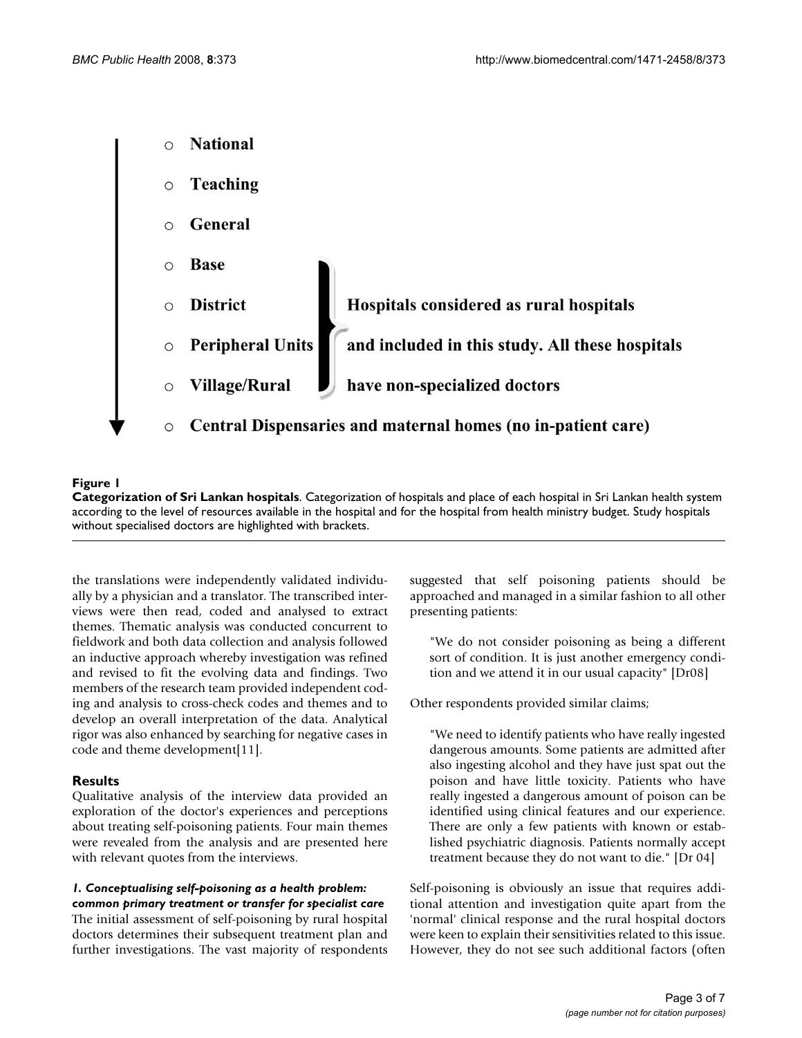- National
- Teaching
- General
- Base
- District
- Peripheral Units
- Village/Rural
- Central Dispensaries and maternal homes (no in-patient care)

Hospitals considered as rural hospitals and included in this study. All these hospitals have non-specialized doctors

**Figure 1**

**Categorization of Sri Lankan hospitals**. Categorization of hospitals and place of each hospital in Sri Lankan health system according to the level of resources available in the hospital and for the hospital from health ministry budget. Study hospitals without specialised doctors are highlighted with brackets.

the translations were independently validated individually by a physician and a translator. The transcribed interviews were then read, coded and analysed to extract themes. Thematic analysis was conducted concurrent to fieldwork and both data collection and analysis followed an inductive approach whereby investigation was refined and revised to fit the evolving data and findings. Two members of the research team provided independent coding and analysis to cross-check codes and themes and to develop an overall interpretation of the data. Analytical rigor was also enhanced by searching for negative cases in code and theme development[11].

## Results

Qualitative analysis of the interview data provided an exploration of the doctor's experiences and perceptions about treating self-poisoning patients. Four main themes were revealed from the analysis and are presented here with relevant quotes from the interviews.

### *1. Conceptualising self-poisoning as a health problem: common primary treatment or transfer for specialist care*

The initial assessment of self-poisoning by rural hospital doctors determines their subsequent treatment plan and further investigations. The vast majority of respondents suggested that self poisoning patients should be approached and managed in a similar fashion to all other presenting patients:

> "We do not consider poisoning as being a different sort of condition. It is just another emergency condition and we attend it in our usual capacity" [Dr08]

Other respondents provided similar claims;

> "We need to identify patients who have really ingested dangerous amounts. Some patients are admitted after also ingesting alcohol and they have just spat out the poison and have little toxicity. Patients who have really ingested a dangerous amount of poison can be identified using clinical features and our experience. There are only a few patients with known or established psychiatric diagnosis. Patients normally accept treatment because they do not want to die." [Dr 04]

Self-poisoning is obviously an issue that requires additional attention and investigation quite apart from the 'normal' clinical response and the rural hospital doctors were keen to explain their sensitivities related to this issue. However, they do not see such additional factors (often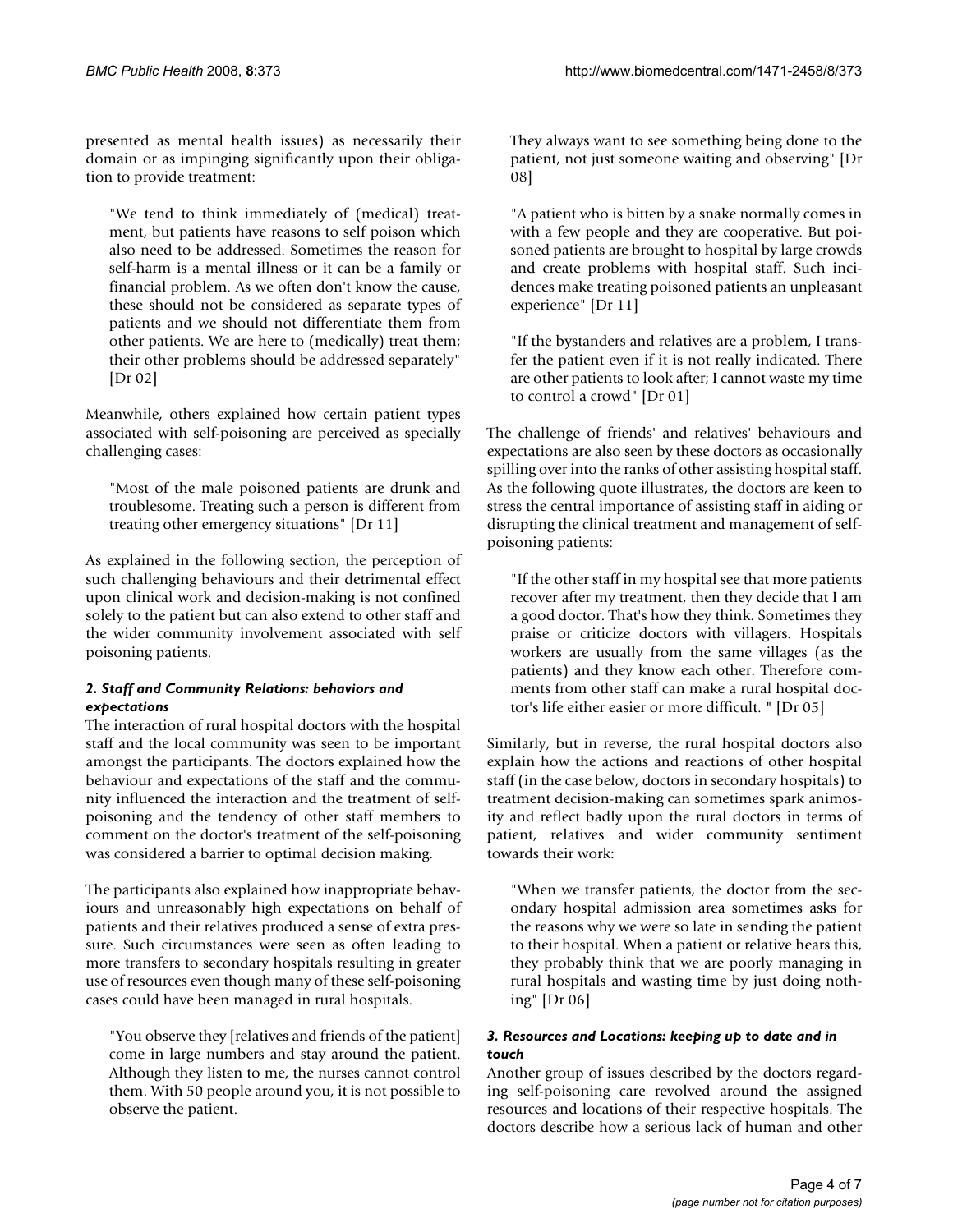presented as mental health issues) as necessarily their domain or as impinging significantly upon their obligation to provide treatment:

> "We tend to think immediately of (medical) treatment, but patients have reasons to self poison which also need to be addressed. Sometimes the reason for self-harm is a mental illness or it can be a family or financial problem. As we often don't know the cause, these should not be considered as separate types of patients and we should not differentiate them from other patients. We are here to (medically) treat them; their other problems should be addressed separately" [Dr 02]

Meanwhile, others explained how certain patient types associated with self-poisoning are perceived as specially challenging cases:

> "Most of the male poisoned patients are drunk and troublesome. Treating such a person is different from treating other emergency situations" [Dr 11]

As explained in the following section, the perception of such challenging behaviours and their detrimental effect upon clinical work and decision-making is not confined solely to the patient but can also extend to other staff and the wider community involvement associated with self poisoning patients.

### *2. Staff and Community Relations: behaviors and expectations*

The interaction of rural hospital doctors with the hospital staff and the local community was seen to be important amongst the participants. The doctors explained how the behaviour and expectations of the staff and the community influenced the interaction and the treatment of self-poisoning and the tendency of other staff members to comment on the doctor's treatment of the self-poisoning was considered a barrier to optimal decision making.

The participants also explained how inappropriate behaviours and unreasonably high expectations on behalf of patients and their relatives produced a sense of extra pressure. Such circumstances were seen as often leading to more transfers to secondary hospitals resulting in greater use of resources even though many of these self-poisoning cases could have been managed in rural hospitals.

> "You observe they [relatives and friends of the patient] come in large numbers and stay around the patient. Although they listen to me, the nurses cannot control them. With 50 people around you, it is not possible to observe the patient.
>
> They always want to see something being done to the patient, not just someone waiting and observing" [Dr 08]

> "A patient who is bitten by a snake normally comes in with a few people and they are cooperative. But poisoned patients are brought to hospital by large crowds and create problems with hospital staff. Such incidences make treating poisoned patients an unpleasant experience" [Dr 11]

> "If the bystanders and relatives are a problem, I transfer the patient even if it is not really indicated. There are other patients to look after; I cannot waste my time to control a crowd" [Dr 01]

The challenge of friends' and relatives' behaviours and expectations are also seen by these doctors as occasionally spilling over into the ranks of other assisting hospital staff. As the following quote illustrates, the doctors are keen to stress the central importance of assisting staff in aiding or disrupting the clinical treatment and management of self-poisoning patients:

> "If the other staff in my hospital see that more patients recover after my treatment, then they decide that I am a good doctor. That's how they think. Sometimes they praise or criticize doctors with villagers. Hospitals workers are usually from the same villages (as the patients) and they know each other. Therefore comments from other staff can make a rural hospital doctor's life either easier or more difficult. " [Dr 05]

Similarly, but in reverse, the rural hospital doctors also explain how the actions and reactions of other hospital staff (in the case below, doctors in secondary hospitals) to treatment decision-making can sometimes spark animosity and reflect badly upon the rural doctors in terms of patient, relatives and wider community sentiment towards their work:

> "When we transfer patients, the doctor from the secondary hospital admission area sometimes asks for the reasons why we were so late in sending the patient to their hospital. When a patient or relative hears this, they probably think that we are poorly managing in rural hospitals and wasting time by just doing nothing" [Dr 06]

### *3. Resources and Locations: keeping up to date and in touch*

Another group of issues described by the doctors regarding self-poisoning care revolved around the assigned resources and locations of their respective hospitals. The doctors describe how a serious lack of human and other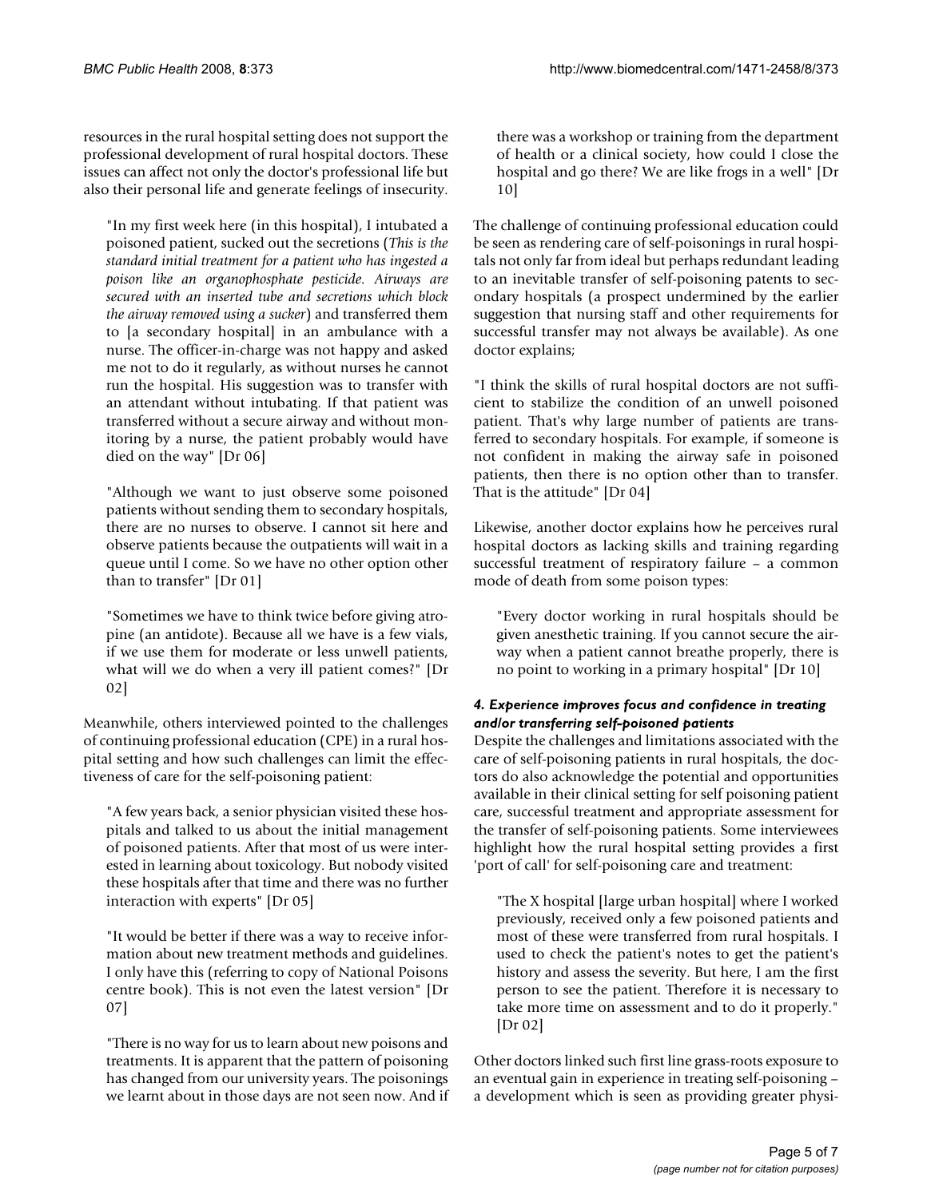resources in the rural hospital setting does not support the professional development of rural hospital doctors. These issues can affect not only the doctor's professional life but also their personal life and generate feelings of insecurity.

> "In my first week here (in this hospital), I intubated a poisoned patient, sucked out the secretions (*This is the standard initial treatment for a patient who has ingested a poison like an organophosphate pesticide. Airways are secured with an inserted tube and secretions which block the airway removed using a sucker*) and transferred them to [a secondary hospital] in an ambulance with a nurse. The officer-in-charge was not happy and asked me not to do it regularly, as without nurses he cannot run the hospital. His suggestion was to transfer with an attendant without intubating. If that patient was transferred without a secure airway and without monitoring by a nurse, the patient probably would have died on the way" [Dr 06]

> "Although we want to just observe some poisoned patients without sending them to secondary hospitals, there are no nurses to observe. I cannot sit here and observe patients because the outpatients will wait in a queue until I come. So we have no other option other than to transfer" [Dr 01]

> "Sometimes we have to think twice before giving atropine (an antidote). Because all we have is a few vials, if we use them for moderate or less unwell patients, what will we do when a very ill patient comes?" [Dr 02]

Meanwhile, others interviewed pointed to the challenges of continuing professional education (CPE) in a rural hospital setting and how such challenges can limit the effectiveness of care for the self-poisoning patient:

> "A few years back, a senior physician visited these hospitals and talked to us about the initial management of poisoned patients. After that most of us were interested in learning about toxicology. But nobody visited these hospitals after that time and there was no further interaction with experts" [Dr 05]

> "It would be better if there was a way to receive information about new treatment methods and guidelines. I only have this (referring to copy of National Poisons centre book). This is not even the latest version" [Dr 07]

> "There is no way for us to learn about new poisons and treatments. It is apparent that the pattern of poisoning has changed from our university years. The poisonings we learnt about in those days are not seen now. And if there was a workshop or training from the department of health or a clinical society, how could I close the hospital and go there? We are like frogs in a well" [Dr 10]

The challenge of continuing professional education could be seen as rendering care of self-poisonings in rural hospitals not only far from ideal but perhaps redundant leading to an inevitable transfer of self-poisoning patents to secondary hospitals (a prospect undermined by the earlier suggestion that nursing staff and other requirements for successful transfer may not always be available). As one doctor explains;

"I think the skills of rural hospital doctors are not sufficient to stabilize the condition of an unwell poisoned patient. That's why large number of patients are transferred to secondary hospitals. For example, if someone is not confident in making the airway safe in poisoned patients, then there is no option other than to transfer. That is the attitude" [Dr 04]

Likewise, another doctor explains how he perceives rural hospital doctors as lacking skills and training regarding successful treatment of respiratory failure – a common mode of death from some poison types:

> "Every doctor working in rural hospitals should be given anesthetic training. If you cannot secure the airway when a patient cannot breathe properly, there is no point to working in a primary hospital" [Dr 10]

#### *4. Experience improves focus and confidence in treating and/or transferring self-poisoned patients*

Despite the challenges and limitations associated with the care of self-poisoning patients in rural hospitals, the doctors do also acknowledge the potential and opportunities available in their clinical setting for self poisoning patient care, successful treatment and appropriate assessment for the transfer of self-poisoning patients. Some interviewees highlight how the rural hospital setting provides a first 'port of call' for self-poisoning care and treatment:

> "The X hospital [large urban hospital] where I worked previously, received only a few poisoned patients and most of these were transferred from rural hospitals. I used to check the patient's notes to get the patient's history and assess the severity. But here, I am the first person to see the patient. Therefore it is necessary to take more time on assessment and to do it properly." [Dr 02]

Other doctors linked such first line grass-roots exposure to an eventual gain in experience in treating self-poisoning – a development which is seen as providing greater physi-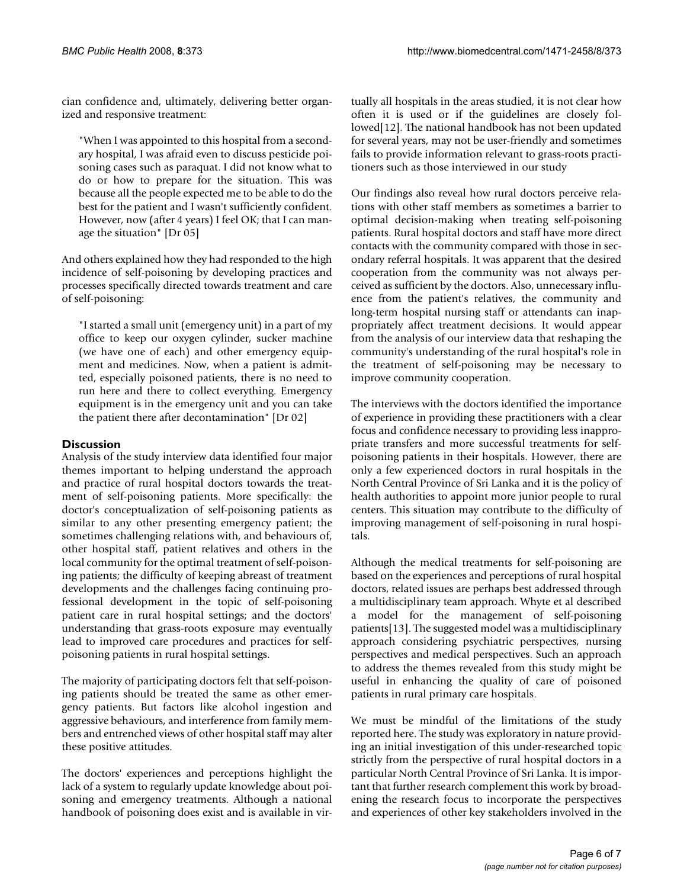cian confidence and, ultimately, delivering better organized and responsive treatment:

> "When I was appointed to this hospital from a secondary hospital, I was afraid even to discuss pesticide poisoning cases such as paraquat. I did not know what to do or how to prepare for the situation. This was because all the people expected me to be able to do the best for the patient and I wasn't sufficiently confident. However, now (after 4 years) I feel OK; that I can manage the situation" [Dr 05]

And others explained how they had responded to the high incidence of self-poisoning by developing practices and processes specifically directed towards treatment and care of self-poisoning:

> "I started a small unit (emergency unit) in a part of my office to keep our oxygen cylinder, sucker machine (we have one of each) and other emergency equipment and medicines. Now, when a patient is admitted, especially poisoned patients, there is no need to run here and there to collect everything. Emergency equipment is in the emergency unit and you can take the patient there after decontamination" [Dr 02]

## Discussion

Analysis of the study interview data identified four major themes important to helping understand the approach and practice of rural hospital doctors towards the treatment of self-poisoning patients. More specifically: the doctor's conceptualization of self-poisoning patients as similar to any other presenting emergency patient; the sometimes challenging relations with, and behaviours of, other hospital staff, patient relatives and others in the local community for the optimal treatment of self-poisoning patients; the difficulty of keeping abreast of treatment developments and the challenges facing continuing professional development in the topic of self-poisoning patient care in rural hospital settings; and the doctors' understanding that grass-roots exposure may eventually lead to improved care procedures and practices for self-poisoning patients in rural hospital settings.

The majority of participating doctors felt that self-poisoning patients should be treated the same as other emergency patients. But factors like alcohol ingestion and aggressive behaviours, and interference from family members and entrenched views of other hospital staff may alter these positive attitudes.

The doctors' experiences and perceptions highlight the lack of a system to regularly update knowledge about poisoning and emergency treatments. Although a national handbook of poisoning does exist and is available in virtually all hospitals in the areas studied, it is not clear how often it is used or if the guidelines are closely followed[12]. The national handbook has not been updated for several years, may not be user-friendly and sometimes fails to provide information relevant to grass-roots practitioners such as those interviewed in our study

Our findings also reveal how rural doctors perceive relations with other staff members as sometimes a barrier to optimal decision-making when treating self-poisoning patients. Rural hospital doctors and staff have more direct contacts with the community compared with those in secondary referral hospitals. It was apparent that the desired cooperation from the community was not always perceived as sufficient by the doctors. Also, unnecessary influence from the patient's relatives, the community and long-term hospital nursing staff or attendants can inappropriately affect treatment decisions. It would appear from the analysis of our interview data that reshaping the community's understanding of the rural hospital's role in the treatment of self-poisoning may be necessary to improve community cooperation.

The interviews with the doctors identified the importance of experience in providing these practitioners with a clear focus and confidence necessary to providing less inappropriate transfers and more successful treatments for self-poisoning patients in their hospitals. However, there are only a few experienced doctors in rural hospitals in the North Central Province of Sri Lanka and it is the policy of health authorities to appoint more junior people to rural centers. This situation may contribute to the difficulty of improving management of self-poisoning in rural hospitals.

Although the medical treatments for self-poisoning are based on the experiences and perceptions of rural hospital doctors, related issues are perhaps best addressed through a multidisciplinary team approach. Whyte et al described a model for the management of self-poisoning patients[13]. The suggested model was a multidisciplinary approach considering psychiatric perspectives, nursing perspectives and medical perspectives. Such an approach to address the themes revealed from this study might be useful in enhancing the quality of care of poisoned patients in rural primary care hospitals.

We must be mindful of the limitations of the study reported here. The study was exploratory in nature providing an initial investigation of this under-researched topic strictly from the perspective of rural hospital doctors in a particular North Central Province of Sri Lanka. It is important that further research complement this work by broadening the research focus to incorporate the perspectives and experiences of other key stakeholders involved in the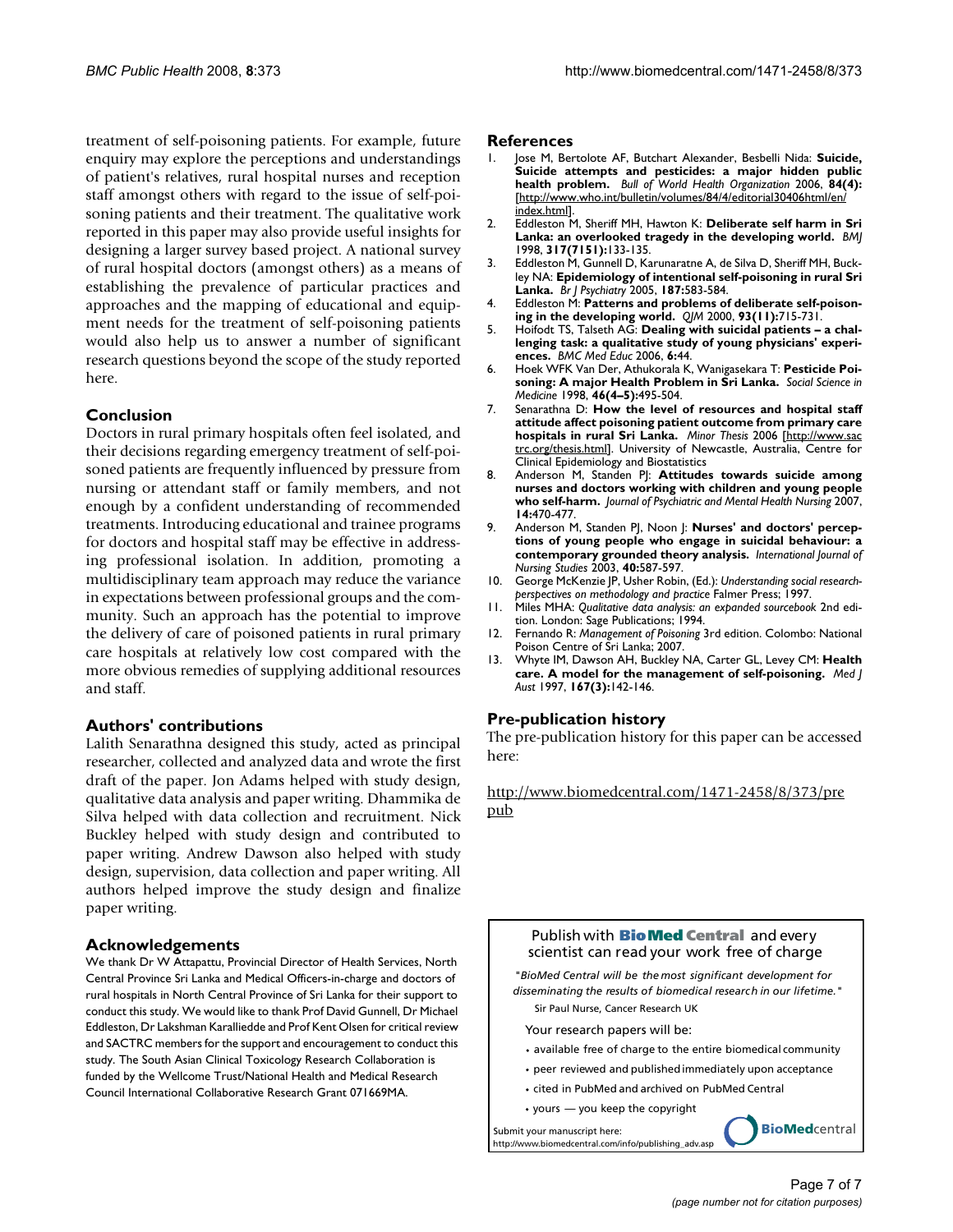treatment of self-poisoning patients. For example, future enquiry may explore the perceptions and understandings of patient's relatives, rural hospital nurses and reception staff amongst others with regard to the issue of self-poisoning patients and their treatment. The qualitative work reported in this paper may also provide useful insights for designing a larger survey based project. A national survey of rural hospital doctors (amongst others) as a means of establishing the prevalence of particular practices and approaches and the mapping of educational and equipment needs for the treatment of self-poisoning patients would also help us to answer a number of significant research questions beyond the scope of the study reported here.

## Conclusion

Doctors in rural primary hospitals often feel isolated, and their decisions regarding emergency treatment of self-poisoned patients are frequently influenced by pressure from nursing or attendant staff or family members, and not enough by a confident understanding of recommended treatments. Introducing educational and trainee programs for doctors and hospital staff may be effective in addressing professional isolation. In addition, promoting a multidisciplinary team approach may reduce the variance in expectations between professional groups and the community. Such an approach has the potential to improve the delivery of care of poisoned patients in rural primary care hospitals at relatively low cost compared with the more obvious remedies of supplying additional resources and staff.

## Authors' contributions

Lalith Senarathna designed this study, acted as principal researcher, collected and analyzed data and wrote the first draft of the paper. Jon Adams helped with study design, qualitative data analysis and paper writing. Dhammika de Silva helped with data collection and recruitment. Nick Buckley helped with study design and contributed to paper writing. Andrew Dawson also helped with study design, supervision, data collection and paper writing. All authors helped improve the study design and finalize paper writing.

## Acknowledgements

We thank Dr W Attapattu, Provincial Director of Health Services, North Central Province Sri Lanka and Medical Officers-in-charge and doctors of rural hospitals in North Central Province of Sri Lanka for their support to conduct this study. We would like to thank Prof David Gunnell, Dr Michael Eddleston, Dr Lakshman Karalliedde and Prof Kent Olsen for critical review and SACTRC members for the support and encouragement to conduct this study. The South Asian Clinical Toxicology Research Collaboration is funded by the Wellcome Trust/National Health and Medical Research Council International Collaborative Research Grant 071669MA.

## References

1. Jose M, Bertolote AF, Butchart Alexander, Besbelli Nida: **Suicide, Suicide attempts and pesticides: a major hidden public health problem.** *Bull of World Health Organization* 2006, **84(4):** [http://www.who.int/bulletin/volumes/84/4/editorial30406html/en/index.html].
2. Eddleston M, Sheriff MH, Hawton K: **Deliberate self harm in Sri Lanka: an overlooked tragedy in the developing world.** *BMJ* 1998, **317(7151):**133-135.
3. Eddleston M, Gunnell D, Karunaratne A, de Silva D, Sheriff MH, Buckley NA: **Epidemiology of intentional self-poisoning in rural Sri Lanka.** *Br J Psychiatry* 2005, **187:**583-584.
4. Eddleston M: **Patterns and problems of deliberate self-poisoning in the developing world.** *QJM* 2000, **93(11):**715-731.
5. Hoifodt TS, Talseth AG: **Dealing with suicidal patients – a challenging task: a qualitative study of young physicians' experiences.** *BMC Med Educ* 2006, **6:**44.
6. Hoek WFK Van Der, Athukorala K, Wanigasekara T: **Pesticide Poisoning: A major Health Problem in Sri Lanka.** *Social Science in Medicine* 1998, **46(4–5):**495-504.
7. Senarathna D: **How the level of resources and hospital staff attitude affect poisoning patient outcome from primary care hospitals in rural Sri Lanka.** *Minor Thesis* 2006 [http://www.sactrc.org/thesis.html]. University of Newcastle, Australia, Centre for Clinical Epidemiology and Biostatistics
8. Anderson M, Standen PJ: **Attitudes towards suicide among nurses and doctors working with children and young people who self-harm.** *Journal of Psychiatric and Mental Health Nursing* 2007, **14:**470-477.
9. Anderson M, Standen PJ, Noon J: **Nurses' and doctors' perceptions of young people who engage in suicidal behaviour: a contemporary grounded theory analysis.** *International Journal of Nursing Studies* 2003, **40:**587-597.
10. George McKenzie JP, Usher Robin, (Ed.): *Understanding social research-perspectives on methodology and practice* Falmer Press; 1997.
11. Miles MHA: *Qualitative data analysis: an expanded sourcebook* 2nd edition. London: Sage Publications; 1994.
12. Fernando R: *Management of Poisoning* 3rd edition. Colombo: National Poison Centre of Sri Lanka; 2007.
13. Whyte IM, Dawson AH, Buckley NA, Carter GL, Levey CM: **Health care. A model for the management of self-poisoning.** *Med J Aust* 1997, **167(3):**142-146.

## Pre-publication history

The pre-publication history for this paper can be accessed here:

http://www.biomedcentral.com/1471-2458/8/373/prepub

Publish with **BioMed Central** and every scientist can read your work free of charge

*"BioMed Central will be the most significant development for disseminating the results of biomedical research in our lifetime."*
Sir Paul Nurse, Cancer Research UK

Your research papers will be:

- available free of charge to the entire biomedical community
- peer reviewed and published immediately upon acceptance
- cited in PubMed and archived on PubMed Central
- yours — you keep the copyright

Submit your manuscript here:
http://www.biomedcentral.com/info/publishing_adv.asp

BioMedcentral